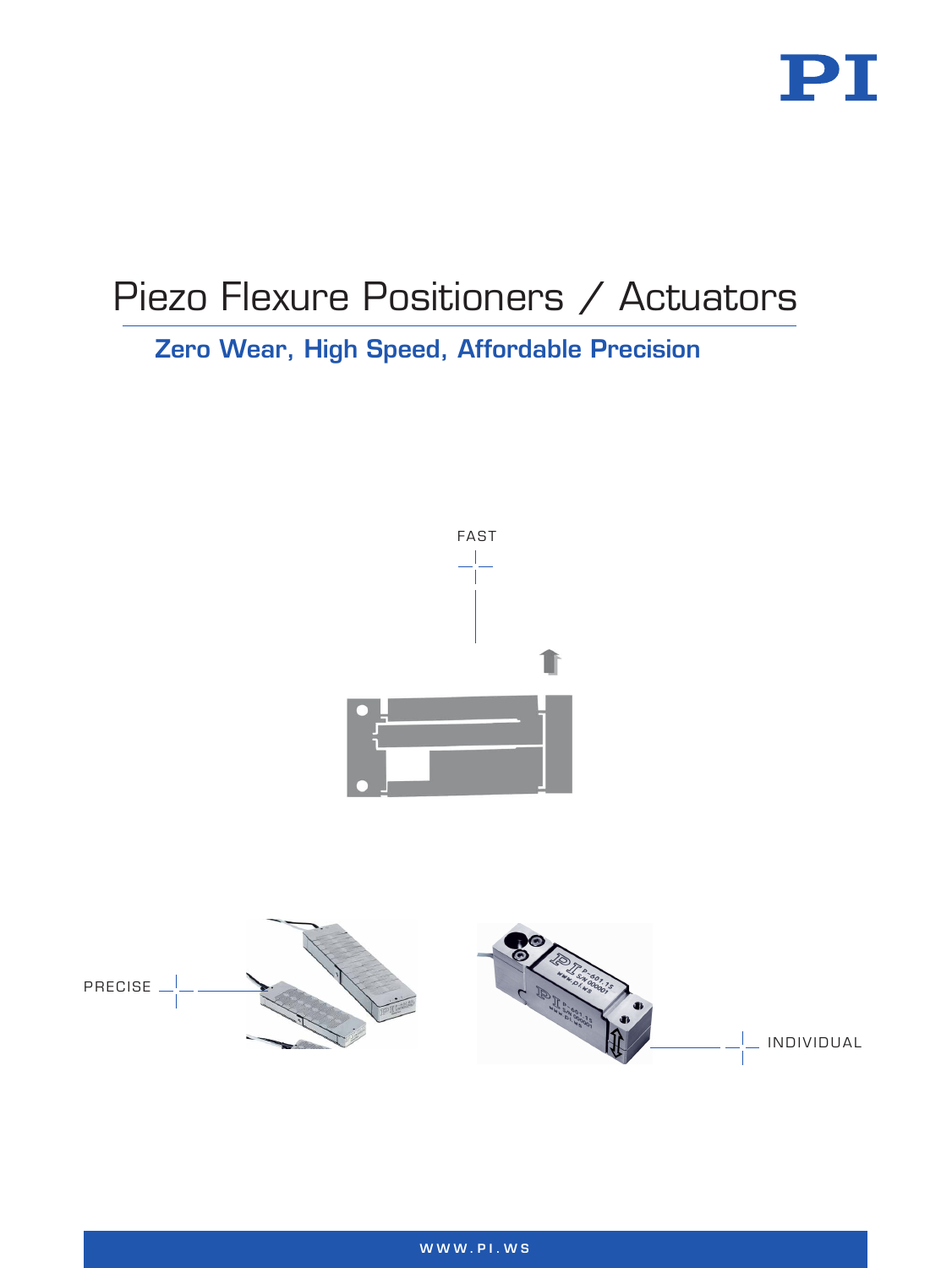# Piezo Flexure Positioners / Actuators

## Zero Wear, High Speed, Affordable Precision

FAST

PRECISE

INDIVIDUAL

WWW.PI.WS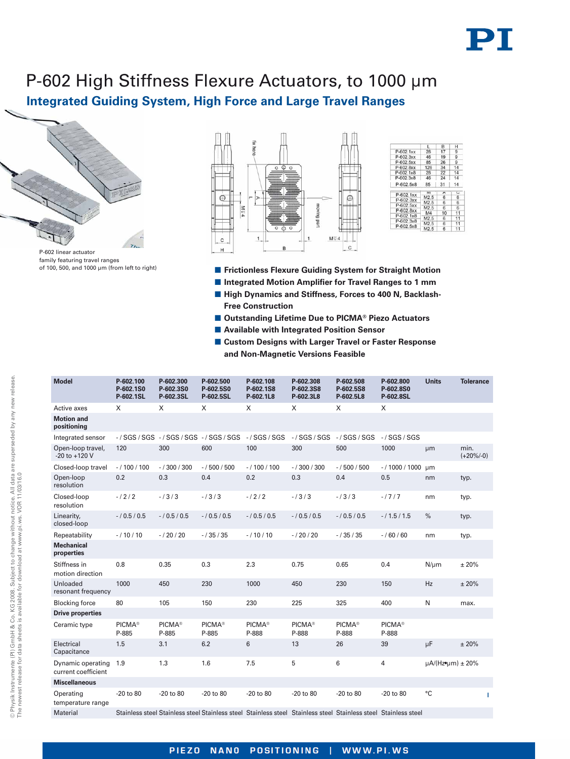# P-602 High Stiffness Flexure Actuators, to 1000 µm

## Integrated Guiding System, High Force and Large Travel Ranges

P-602 linear actuator family featuring travel ranges of 100, 500, and 1000 µm (from left to right)

| | L | B | H |
|---|---|---|---|
| P-602.1xx | 26 | 17 | 9 |
| P-602.3xx | 46 | 19 | 9 |
| P-602.5xx | 85 | 26 | 9 |
| P-602.8xx | 126 | 34 | 14 |
| P-602.1x8 | 26 | 22 | 14 |
| P-602.3x8 | 46 | 24 | 14 |
| P-602.5x8 | 85 | 31 | 14 |

| | M | A | C |
|---|---|---|---|
| P-602.1xx | M2.5 | 6 | 6 |
| P-602.3xx | M2.5 | 6 | 6 |
| P-602.5xx | M2.5 | 6 | 6 |
| P-602.8xx | M4 | 10 | 11 |
| P-602.1x8 | M2.5 | 6 | 11 |
| P-602.3x8 | M2.5 | 6 | 11 |
| P-602.5x8 | M2.5 | 6 | 11 |

- **Frictionless Flexure Guiding System for Straight Motion**
- **Integrated Motion Amplifier for Travel Ranges to 1 mm**
- **High Dynamics and Stiffness, Forces to 400 N, Backlash-Free Construction**
- **Outstanding Lifetime Due to PICMA® Piezo Actuators**
- **Available with Integrated Position Sensor**
- **Custom Designs with Larger Travel or Faster Response and Non-Magnetic Versions Feasible**

| Model | P-602.100 P-602.1S0 P-602.1SL | P-602.300 P-602.3S0 P-602.3SL | P-602.500 P-602.5S0 P-602.5SL | P-602.108 P-602.1S8 P-602.1L8 | P-602.308 P-602.3S8 P-602.3L8 | P-602.508 P-602.5S8 P-602.5L8 | P-602.800 P-602.8S0 P-602.8SL | Units | Tolerance |
|---|---|---|---|---|---|---|---|---|---|
| Active axes | X | X | X | X | X | X | X | | |
| **Motion and positioning** | | | | | | | | | |
| Integrated sensor | - / SGS / SGS | - / SGS / SGS | - / SGS / SGS | - / SGS / SGS | - / SGS / SGS | - / SGS / SGS | - / SGS / SGS | | |
| Open-loop travel, -20 to +120 V | 120 | 300 | 600 | 100 | 300 | 500 | 1000 | µm | min. (+20%/-0) |
| Closed-loop travel | - / 100 / 100 | - / 300 / 300 | - / 500 / 500 | - / 100 / 100 | - / 300 / 300 | - / 500 / 500 | - / 1000 / 1000 | µm | |
| Open-loop resolution | 0.2 | 0.3 | 0.4 | 0.2 | 0.3 | 0.4 | 0.5 | nm | typ. |
| Closed-loop resolution | - / 2 / 2 | - / 3 / 3 | - / 3 / 3 | - / 2 / 2 | - / 3 / 3 | - / 3 / 3 | - / 7 / 7 | nm | typ. |
| Linearity, closed-loop | - / 0.5 / 0.5 | - / 0.5 / 0.5 | - / 0.5 / 0.5 | - / 0.5 / 0.5 | - / 0.5 / 0.5 | - / 0.5 / 0.5 | - / 1.5 / 1.5 | % | typ. |
| Repeatability | - / 10 / 10 | - / 20 / 20 | - / 35 / 35 | - / 10 / 10 | - / 20 / 20 | - / 35 / 35 | - / 60 / 60 | nm | typ. |
| **Mechanical properties** | | | | | | | | | |
| Stiffness in motion direction | 0.8 | 0.35 | 0.3 | 2.3 | 0.75 | 0.65 | 0.4 | N/µm | ± 20% |
| Unloaded resonant frequency | 1000 | 450 | 230 | 1000 | 450 | 230 | 150 | Hz | ± 20% |
| Blocking force | 80 | 105 | 150 | 230 | 225 | 325 | 400 | N | max. |
| **Drive properties** | | | | | | | | | |
| Ceramic type | PICMA® P-885 | PICMA® P-885 | PICMA® P-885 | PICMA® P-888 | PICMA® P-888 | PICMA® P-888 | PICMA® P-888 | | |
| Electrical Capacitance | 1.5 | 3.1 | 6.2 | 6 | 13 | 26 | 39 | µF | ± 20% |
| Dynamic operating current coefficient | 1.9 | 1.3 | 1.6 | 7.5 | 5 | 6 | 4 | µA/(Hz•µm) | ± 20% |
| **Miscellaneous** | | | | | | | | | |
| Operating temperature range | -20 to 80 | -20 to 80 | -20 to 80 | -20 to 80 | -20 to 80 | -20 to 80 | -20 to 80 | °C | |
| Material | Stainless steel | Stainless steel | Stainless steel | Stainless steel | Stainless steel | Stainless steel | Stainless steel | | |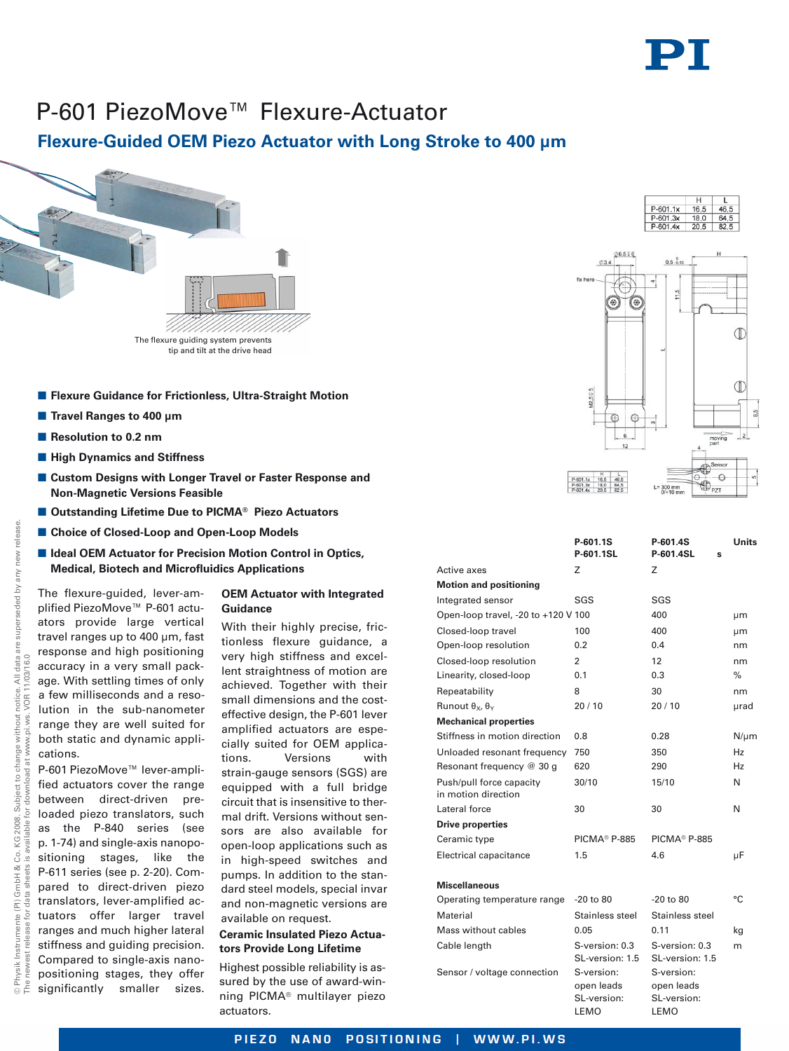# P-601 PiezoMove™ Flexure-Actuator

## Flexure-Guided OEM Piezo Actuator with Long Stroke to 400 µm

The flexure guiding system prevents tip and tilt at the drive head

|  | H | L |
|---|---|---|
| P-601.1x | 16,5 | 46,5 |
| P-601.3x | 18,0 | 64,5 |
| P-601.4x | 20,5 | 82,5 |

- **Flexure Guidance for Frictionless, Ultra-Straight Motion**
- **Travel Ranges to 400 µm**
- **Resolution to 0.2 nm**
- **High Dynamics and Stiffness**
- **Custom Designs with Longer Travel or Faster Response and Non-Magnetic Versions Feasible**
- **Outstanding Lifetime Due to PICMA® Piezo Actuators**
- **Choice of Closed-Loop and Open-Loop Models**
- **Ideal OEM Actuator for Precision Motion Control in Optics, Medical, Biotech and Microfluidics Applications**

The flexure-guided, lever-amplified PiezoMove™ P-601 actuators provide large vertical travel ranges up to 400 µm, fast response and high positioning accuracy in a very small package. With settling times of only a few milliseconds and a resolution in the sub-nanometer range they are well suited for both static and dynamic applications.

P-601 PiezoMove™ lever-amplified actuators cover the range between direct-driven preloaded piezo translators, such as the P-840 series (see p. 1-74) and single-axis nanopositioning stages, like the P-611 series (see p. 2-20). Compared to direct-driven piezo translators, lever-amplified actuators offer larger travel ranges and much higher lateral stiffness and guiding precision. Compared to single-axis nanopositioning stages, they offer significantly smaller sizes.

### OEM Actuator with Integrated Guidance

With their highly precise, frictionless flexure guidance, a very high stiffness and excellent straightness of motion are achieved. Together with their small dimensions and the cost-effective design, the P-601 lever amplified actuators are especially suited for OEM applications. Versions with strain-gauge sensors (SGS) are equipped with a full bridge circuit that is insensitive to thermal drift. Versions without sensors are also available for open-loop applications such as in high-speed switches and pumps. In addition to the standard steel models, special invar and non-magnetic versions are available on request.

### Ceramic Insulated Piezo Actuators Provide Long Lifetime

Highest possible reliability is assured by the use of award-winning PICMA® multilayer piezo actuators.

|  | P-601.1S P-601.1SL | P-601.4S P-601.4SL | Units |
|---|---|---|---|
| Active axes | Z | Z | |
| **Motion and positioning** | | | |
| Integrated sensor | SGS | SGS | |
| Open-loop travel, -20 to +120 V | 100 | 400 | µm |
| Closed-loop travel | 100 | 400 | µm |
| Open-loop resolution | 0.2 | 0.4 | nm |
| Closed-loop resolution | 2 | 12 | nm |
| Linearity, closed-loop | 0.1 | 0.3 | % |
| Repeatability | 8 | 30 | nm |
| Runout $\theta_X$, $\theta_Y$ | 20 / 10 | 20 / 10 | µrad |
| **Mechanical properties** | | | |
| Stiffness in motion direction | 0.8 | 0.28 | N/µm |
| Unloaded resonant frequency | 750 | 350 | Hz |
| Resonant frequency @ 30 g | 620 | 290 | Hz |
| Push/pull force capacity in motion direction | 30/10 | 15/10 | N |
| Lateral force | 30 | 30 | N |
| **Drive properties** | | | |
| Ceramic type | PICMA® P-885 | PICMA® P-885 | |
| Electrical capacitance | 1.5 | 4.6 | µF |
| **Miscellaneous** | | | |
| Operating temperature range | -20 to 80 | -20 to 80 | °C |
| Material | Stainless steel | Stainless steel | |
| Mass without cables | 0.05 | 0.11 | kg |
| Cable length | S-version: 0.3 SL-version: 1.5 | S-version: 0.3 SL-version: 1.5 | m |
| Sensor / voltage connection | S-version: open leads SL-version: LEMO | S-version: open leads SL-version: LEMO | |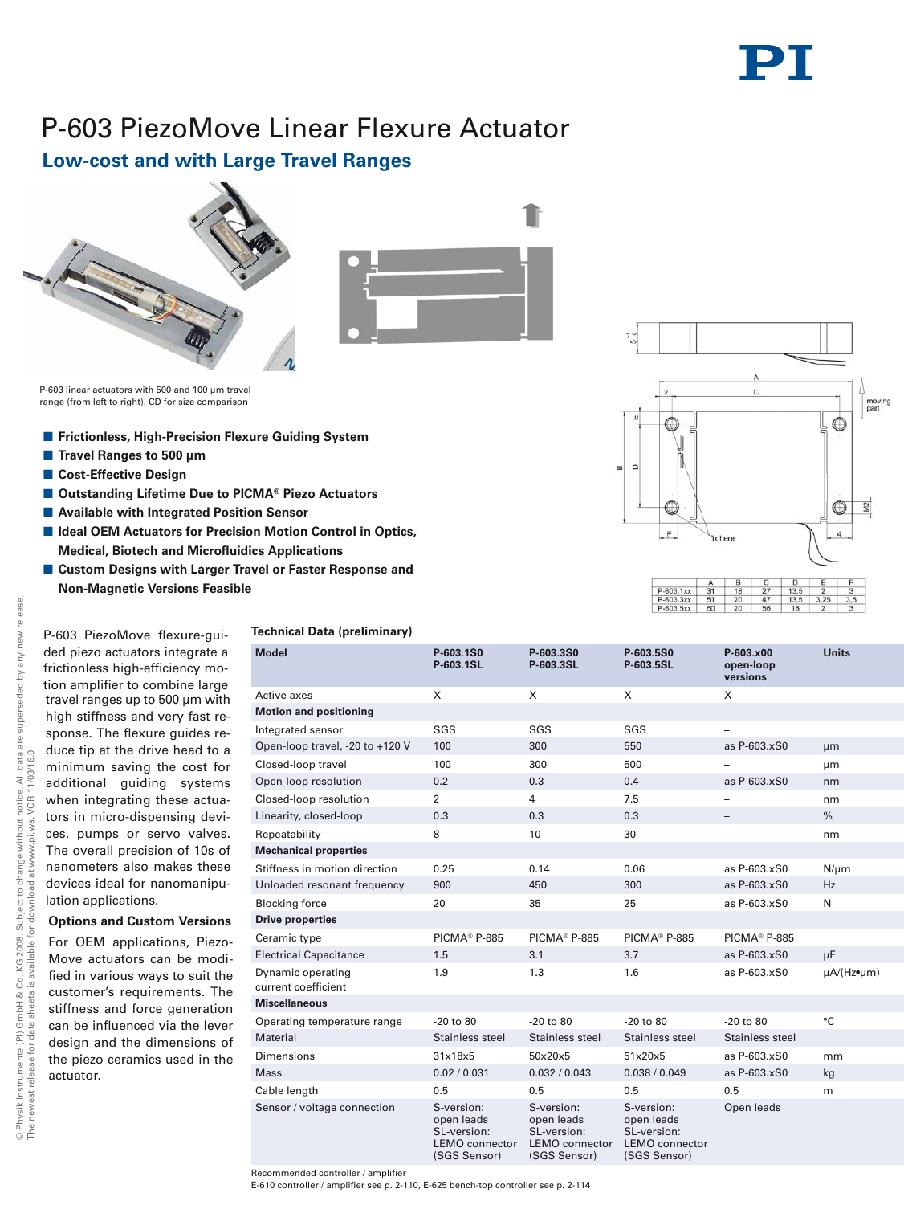# P-603 PiezoMove Linear Flexure Actuator

## Low-cost and with Large Travel Ranges

P-603 linear actuators with 500 and 100 µm travel range (from left to right). CD for size comparison

| | A | B | C | D | E | F |
|---|---|---|---|---|---|---|
| P-603.1xx | 31 | 18 | 27 | 13,5 | 2 | 3 |
| P-603.3xx | 51 | 20 | 47 | 13,5 | 3,25 | 3,5 |
| P-603.5xx | 60 | 20 | 56 | 16 | 2 | 3 |

- **Frictionless, High-Precision Flexure Guiding System**
- **Travel Ranges to 500 µm**
- **Cost-Effective Design**
- **Outstanding Lifetime Due to PICMA® Piezo Actuators**
- **Available with Integrated Position Sensor**
- **Ideal OEM Actuators for Precision Motion Control in Optics, Medical, Biotech and Microfluidics Applications**
- **Custom Designs with Larger Travel or Faster Response and Non-Magnetic Versions Feasible**

P-603 PiezoMove flexure-guided piezo actuators integrate a frictionless high-efficiency motion amplifier to combine large travel ranges up to 500 µm with high stiffness and very fast response. The flexure guides reduce tip at the drive head to a minimum saving the cost for additional guiding systems when integrating these actuators in micro-dispensing devices, pumps or servo valves. The overall precision of 10s of nanometers also makes these devices ideal for nanomanipulation applications.

### Options and Custom Versions

For OEM applications, PiezoMove actuators can be modified in various ways to suit the customer's requirements. The stiffness and force generation can be influenced via the lever design and the dimensions of the piezo ceramics used in the actuator.

### Technical Data (preliminary)

| Model | P-603.1S0<br>P-603.1SL | P-603.3S0<br>P-603.3SL | P-603.5S0<br>P-603.5SL | P-603.x00<br>open-loop versions | Units |
|---|---|---|---|---|---|
| Active axes | X | X | X | X | |
| **Motion and positioning** | | | | | |
| Integrated sensor | SGS | SGS | SGS | – | |
| Open-loop travel, -20 to +120 V | 100 | 300 | 550 | as P-603.xS0 | µm |
| Closed-loop travel | 100 | 300 | 500 | – | µm |
| Open-loop resolution | 0.2 | 0.3 | 0.4 | as P-603.xS0 | nm |
| Closed-loop resolution | 2 | 4 | 7.5 | – | nm |
| Linearity, closed-loop | 0.3 | 0.3 | 0.3 | – | % |
| Repeatability | 8 | 10 | 30 | – | nm |
| **Mechanical properties** | | | | | |
| Stiffness in motion direction | 0.25 | 0.14 | 0.06 | as P-603.xS0 | N/µm |
| Unloaded resonant frequency | 900 | 450 | 300 | as P-603.xS0 | Hz |
| Blocking force | 20 | 35 | 25 | as P-603.xS0 | N |
| **Drive properties** | | | | | |
| Ceramic type | PICMA® P-885 | PICMA® P-885 | PICMA® P-885 | PICMA® P-885 | |
| Electrical Capacitance | 1.5 | 3.1 | 3.7 | as P-603.xS0 | µF |
| Dynamic operating current coefficient | 1.9 | 1.3 | 1.6 | as P-603.xS0 | µA/(Hz•µm) |
| **Miscellaneous** | | | | | |
| Operating temperature range | -20 to 80 | -20 to 80 | -20 to 80 | -20 to 80 | °C |
| Material | Stainless steel | Stainless steel | Stainless steel | Stainless steel | |
| Dimensions | 31x18x5 | 50x20x5 | 51x20x5 | as P-603.xS0 | mm |
| Mass | 0.02 / 0.031 | 0.032 / 0.043 | 0.038 / 0.049 | as P-603.xS0 | kg |
| Cable length | 0.5 | 0.5 | 0.5 | 0.5 | m |
| Sensor / voltage connection | S-version: open leads<br>SL-version: LEMO connector (SGS Sensor) | S-version: open leads<br>SL-version: LEMO connector (SGS Sensor) | S-version: open leads<br>SL-version: LEMO connector (SGS Sensor) | Open leads | |

Recommended controller / amplifier
E-610 controller / amplifier see p. 2-110, E-625 bench-top controller see p. 2-114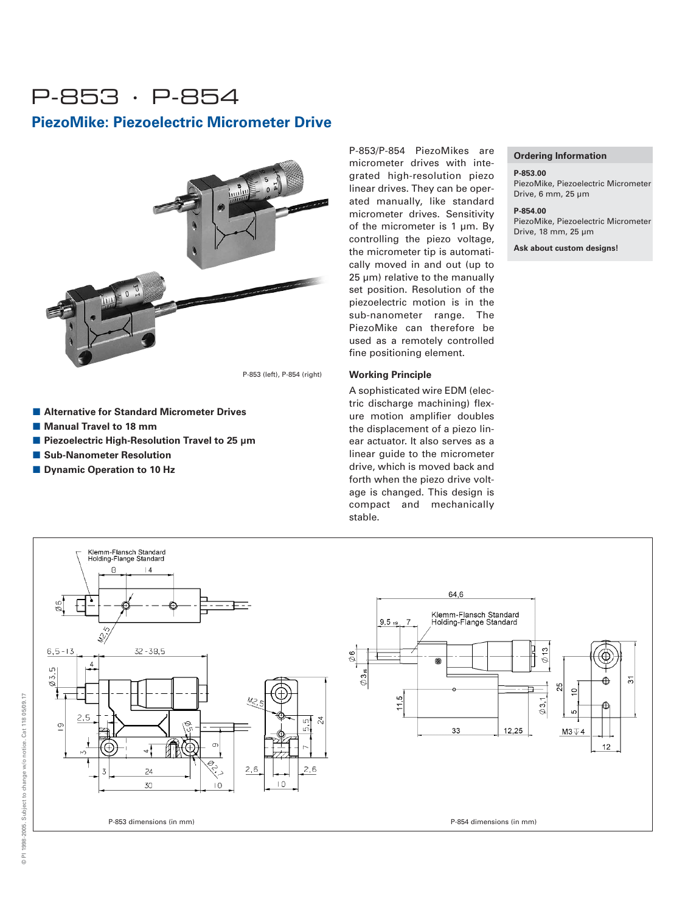# P-853 · P-854

## PiezoMike: Piezoelectric Micrometer Drive

P-853 (left), P-854 (right)

- **Alternative for Standard Micrometer Drives**
- **Manual Travel to 18 mm**
- **Piezoelectric High-Resolution Travel to 25 µm**
- **Sub-Nanometer Resolution**
- **Dynamic Operation to 10 Hz**

P-853/P-854 PiezoMikes are micrometer drives with integrated high-resolution piezo linear drives. They can be operated manually, like standard micrometer drives. Sensitivity of the micrometer is 1 µm. By controlling the piezo voltage, the micrometer tip is automatically moved in and out (up to 25 µm) relative to the manually set position. Resolution of the piezoelectric motion is in the sub-nanometer range. The PiezoMike can therefore be used as a remotely controlled fine positioning element.

### Working Principle

A sophisticated wire EDM (electric discharge machining) flexure motion amplifier doubles the displacement of a piezo linear actuator. It also serves as a linear guide to the micrometer drive, which is moved back and forth when the piezo drive voltage is changed. This design is compact and mechanically stable.

### Ordering Information

**P-853.00**
PiezoMike, Piezoelectric Micrometer Drive, 6 mm, 25 µm

**P-854.00**
PiezoMike, Piezoelectric Micrometer Drive, 18 mm, 25 µm

**Ask about custom designs!**

P-853 dimensions (in mm)

P-854 dimensions (in mm)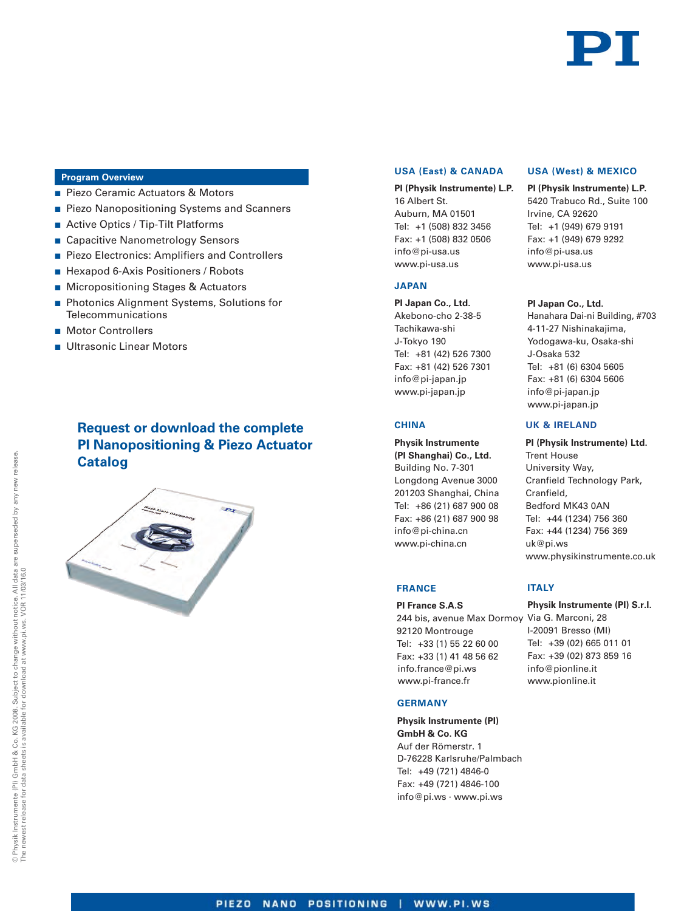PI

## Program Overview

- Piezo Ceramic Actuators & Motors
- Piezo Nanopositioning Systems and Scanners
- Active Optics / Tip-Tilt Platforms
- Capacitive Nanometrology Sensors
- Piezo Electronics: Amplifiers and Controllers
- Hexapod 6-Axis Positioners / Robots
- Micropositioning Stages & Actuators
- Photonics Alignment Systems, Solutions for Telecommunications
- Motor Controllers
- Ultrasonic Linear Motors

## Request or download the complete PI Nanopositioning & Piezo Actuator Catalog

### USA (East) & CANADA

**PI (Physik Instrumente) L.P.**
16 Albert St.
Auburn, MA 01501
Tel: +1 (508) 832 3456
Fax: +1 (508) 832 0506
info@pi-usa.us
www.pi-usa.us

### USA (West) & MEXICO

**PI (Physik Instrumente) L.P.**
5420 Trabuco Rd., Suite 100
Irvine, CA 92620
Tel: +1 (949) 679 9191
Fax: +1 (949) 679 9292
info@pi-usa.us
www.pi-usa.us

### JAPAN

**PI Japan Co., Ltd.**
Akebono-cho 2-38-5
Tachikawa-shi
J-Tokyo 190
Tel: +81 (42) 526 7300
Fax: +81 (42) 526 7301
info@pi-japan.jp
www.pi-japan.jp

**PI Japan Co., Ltd.**
Hanahara Dai-ni Building, #703
4-11-27 Nishinakajima,
Yodogawa-ku, Osaka-shi
J-Osaka 532
Tel: +81 (6) 6304 5605
Fax: +81 (6) 6304 5606
info@pi-japan.jp
www.pi-japan.jp

### CHINA

**Physik Instrumente (PI Shanghai) Co., Ltd.**
Building No. 7-301
Longdong Avenue 3000
201203 Shanghai, China
Tel: +86 (21) 687 900 08
Fax: +86 (21) 687 900 98
info@pi-china.cn
www.pi-china.cn

### UK & IRELAND

**PI (Physik Instrumente) Ltd.**
Trent House
University Way,
Cranfield Technology Park,
Cranfield,
Bedford MK43 0AN
Tel: +44 (1234) 756 360
Fax: +44 (1234) 756 369
uk@pi.ws
www.physikinstrumente.co.uk

### FRANCE

**PI France S.A.S**
244 bis, avenue Max Dormoy
92120 Montrouge
Tel: +33 (1) 55 22 60 00
Fax: +33 (1) 41 48 56 62
info.france@pi.ws
www.pi-france.fr

### ITALY

**Physik Instrumente (PI) S.r.l.**
Via G. Marconi, 28
I-20091 Bresso (MI)
Tel: +39 (02) 665 011 01
Fax: +39 (02) 873 859 16
info@pionline.it
www.pionline.it

### GERMANY

**Physik Instrumente (PI) GmbH & Co. KG**
Auf der Römerstr. 1
D-76228 Karlsruhe/Palmbach
Tel: +49 (721) 4846-0
Fax: +49 (721) 4846-100
info@pi.ws · www.pi.ws

© Physik Instrumente (PI) GmbH & Co. KG 2008. Subject to change without notice. All data are superseded by any new release.
The newest release for data sheets is available for download at www.pi.ws. VOR 11/03/16.0